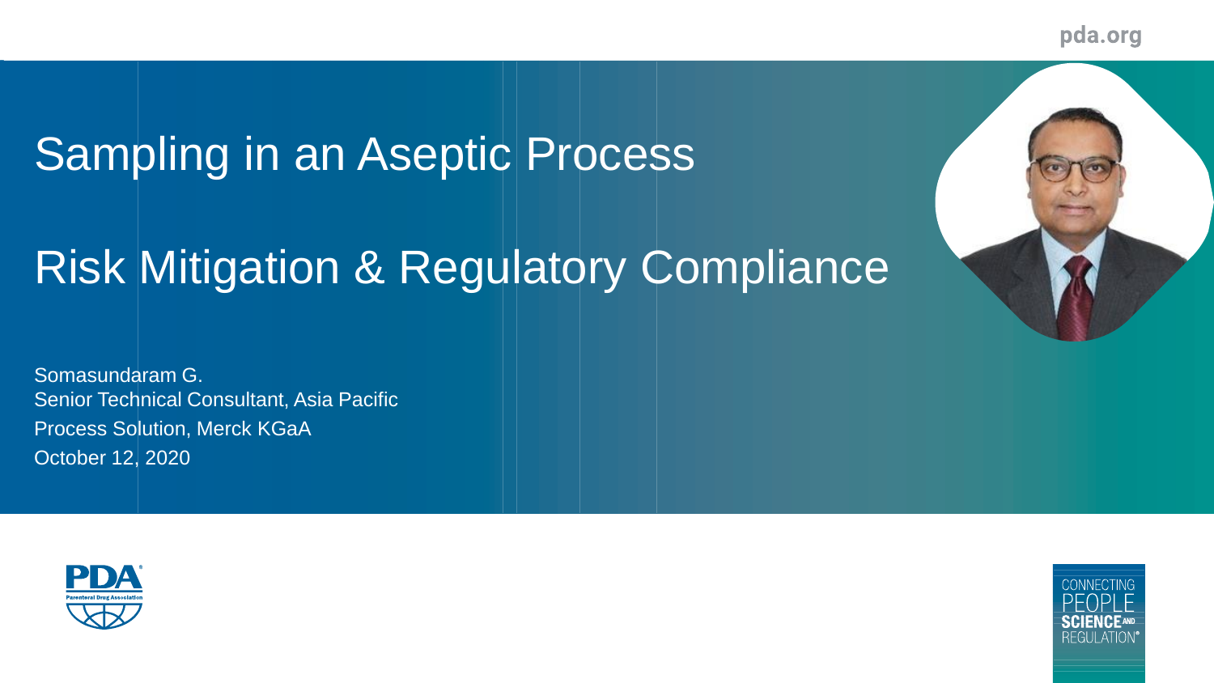# Sampling in an Aseptic Process

# Risk Mitigation & Regulatory Compliance

Somasundaram G.
Senior Technical Consultant, Asia Pacific
Process Solution, Merck KGaA
October 12, 2020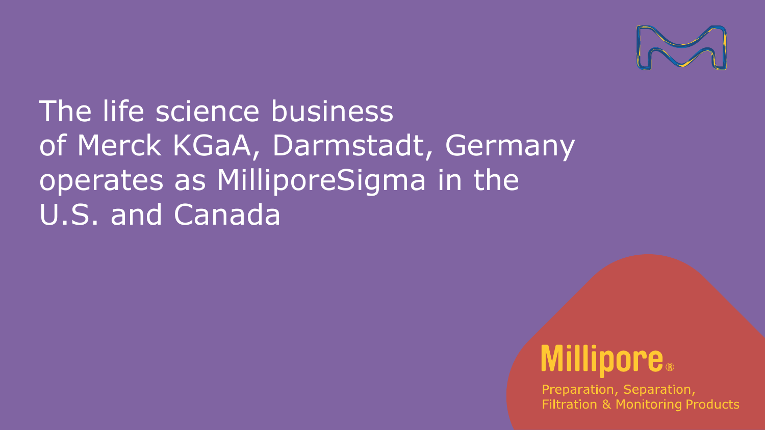The life science business of Merck KGaA, Darmstadt, Germany operates as MilliporeSigma in the U.S. and Canada

Millipore®

Preparation, Separation, Filtration & Monitoring Products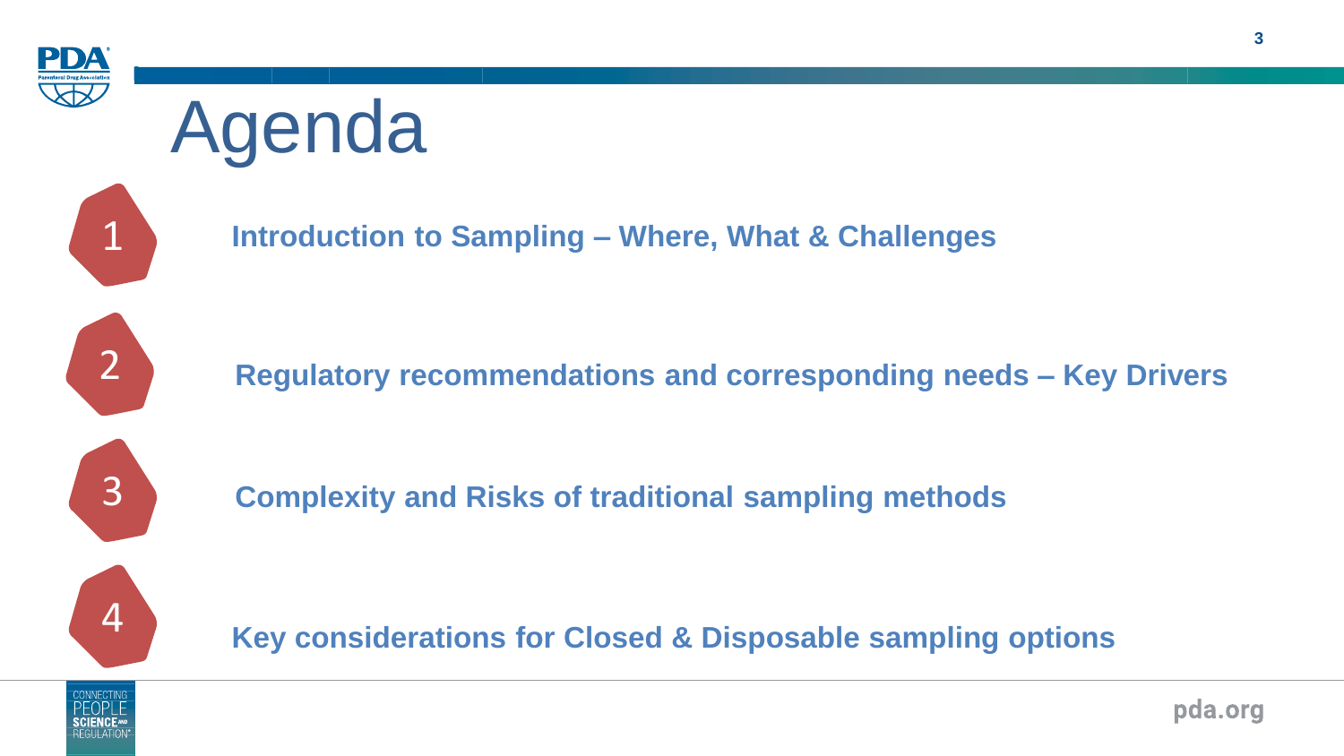# Agenda

1. **Introduction to Sampling – Where, What & Challenges**
2. **Regulatory recommendations and corresponding needs – Key Drivers**
3. **Complexity and Risks of traditional sampling methods**
4. **Key considerations for Closed & Disposable sampling options**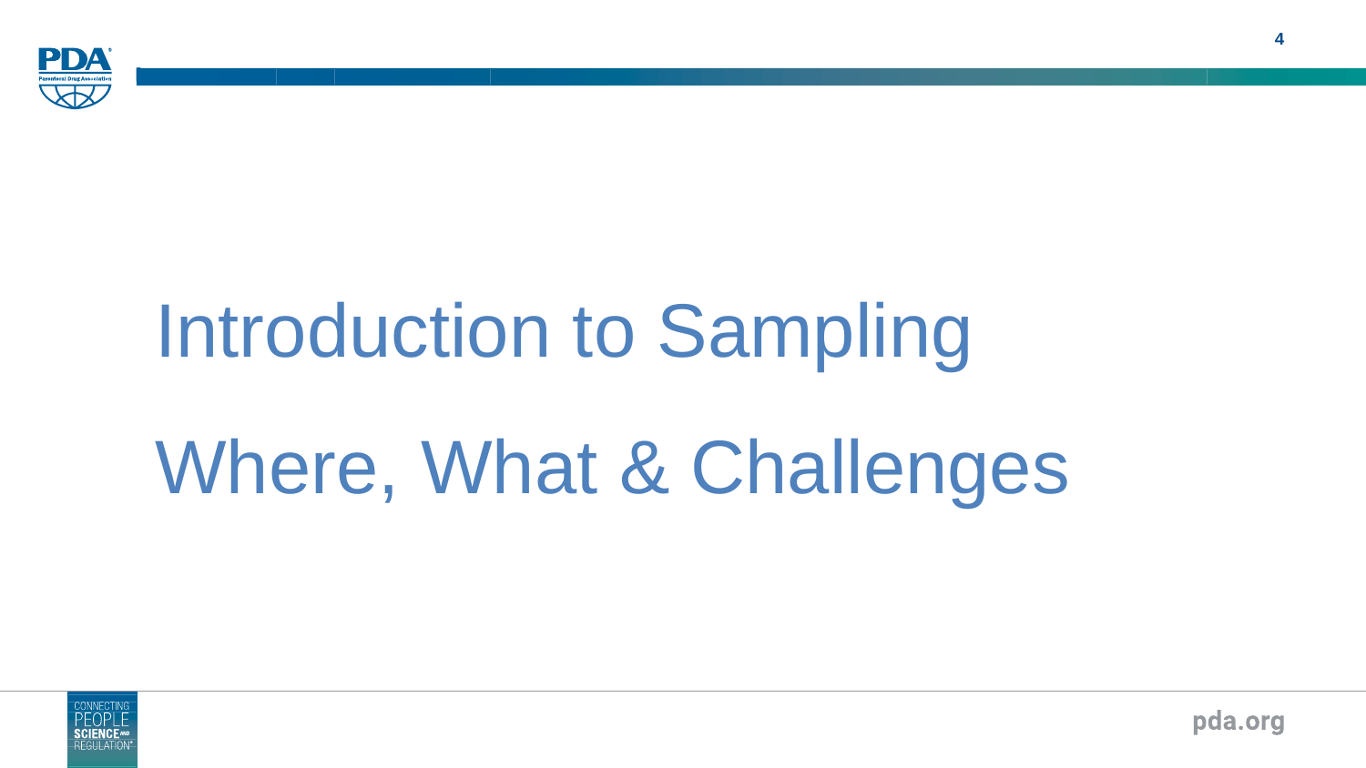# Introduction to Sampling

# Where, What & Challenges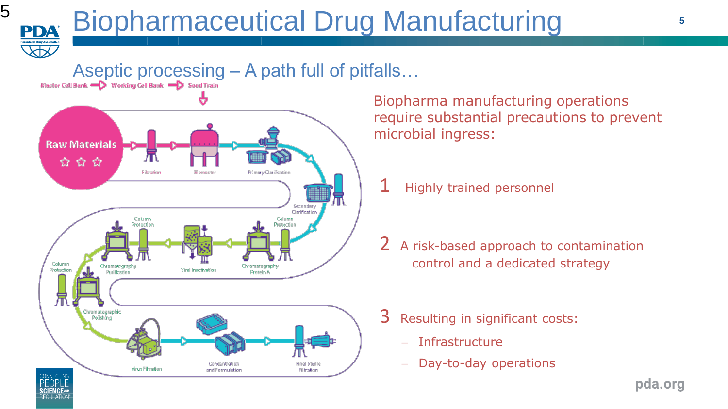# Biopharmaceutical Drug Manufacturing

## Aseptic processing – A path full of pitfalls…

Master Cell Bank → Working Cell Bank → Seed Train

Raw Materials → Filtration → Bioreactor → Primary Clarification → Secondary Clarification → Column Protection → Chromatography Protein A → Viral Inactivation → Column Protection → Chromatography Purification → Column Protection → Chromatographic Polishing → Virus Filtration → Concentration and Formulation → Final Sterile Filtration

Biopharma manufacturing operations require substantial precautions to prevent microbial ingress:

1. Highly trained personnel
2. A risk-based approach to contamination control and a dedicated strategy
3. Resulting in significant costs:
   - Infrastructure
   - Day-to-day operations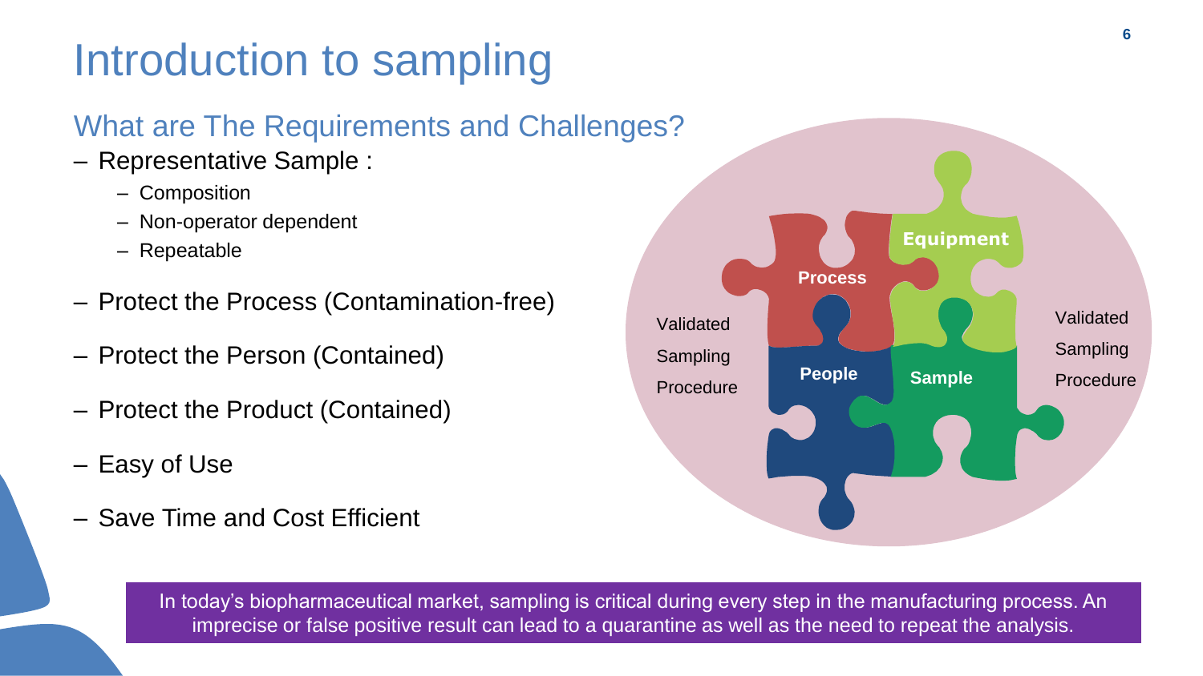# Introduction to sampling

## What are The Requirements and Challenges?

- Representative Sample :
  - Composition
  - Non-operator dependent
  - Repeatable
- Protect the Process (Contamination-free)
- Protect the Person (Contained)
- Protect the Product (Contained)
- Easy of Use
- Save Time and Cost Efficient

Validated Sampling Procedure

Process

Equipment

People

Sample

Validated Sampling Procedure

In today's biopharmaceutical market, sampling is critical during every step in the manufacturing process. An imprecise or false positive result can lead to a quarantine as well as the need to repeat the analysis.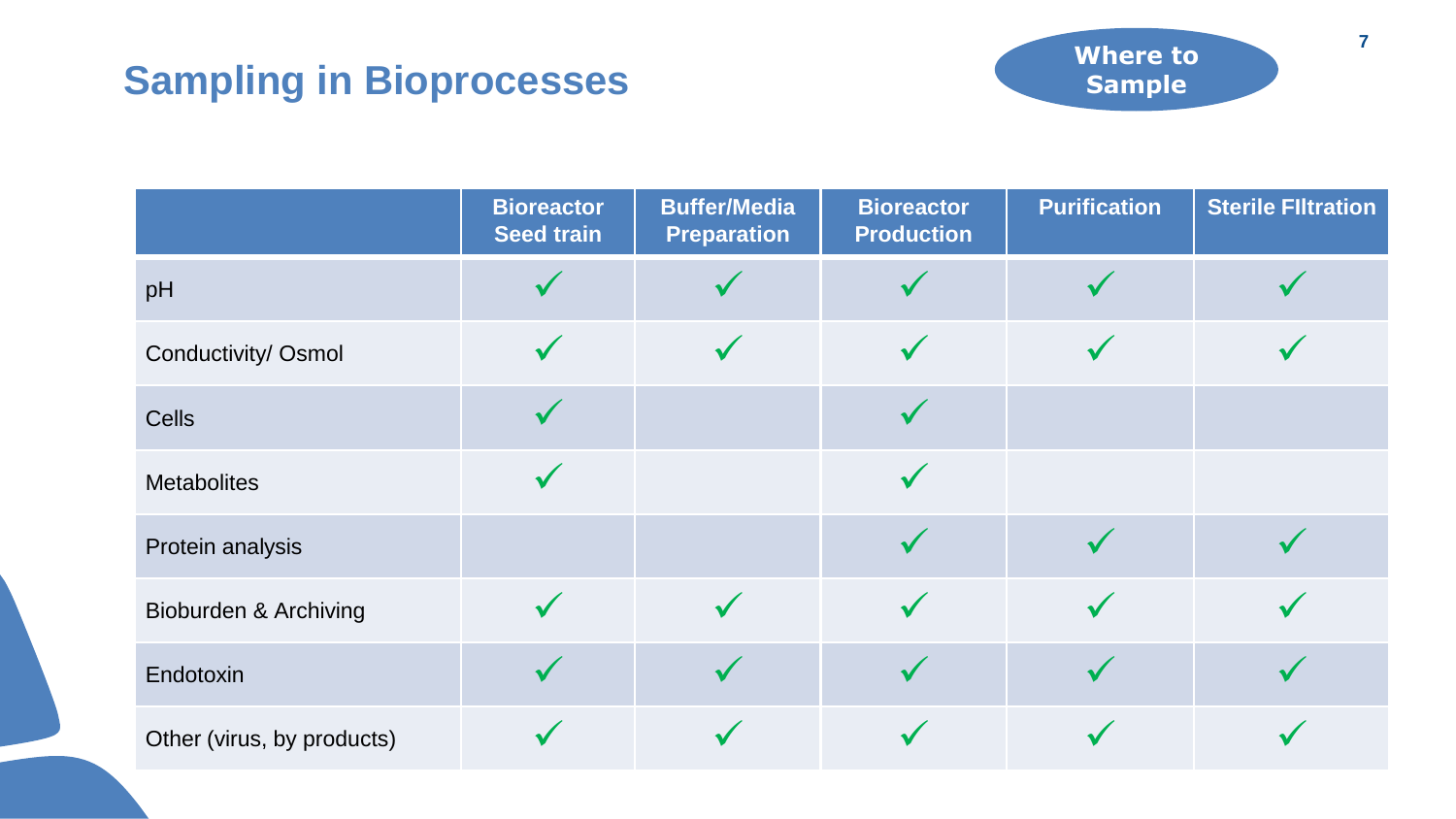# Sampling in Bioprocesses

**Where to Sample**

| | Bioreactor Seed train | Buffer/Media Preparation | Bioreactor Production | Purification | Sterile FIltration |
|---|---|---|---|---|---|
| pH | ✓ | ✓ | ✓ | ✓ | ✓ |
| Conductivity/ Osmol | ✓ | ✓ | ✓ | ✓ | ✓ |
| Cells | ✓ | | ✓ | | |
| Metabolites | ✓ | | ✓ | | |
| Protein analysis | | | ✓ | ✓ | ✓ |
| Bioburden & Archiving | ✓ | ✓ | ✓ | ✓ | ✓ |
| Endotoxin | ✓ | ✓ | ✓ | ✓ | ✓ |
| Other (virus, by products) | ✓ | ✓ | ✓ | ✓ | ✓ |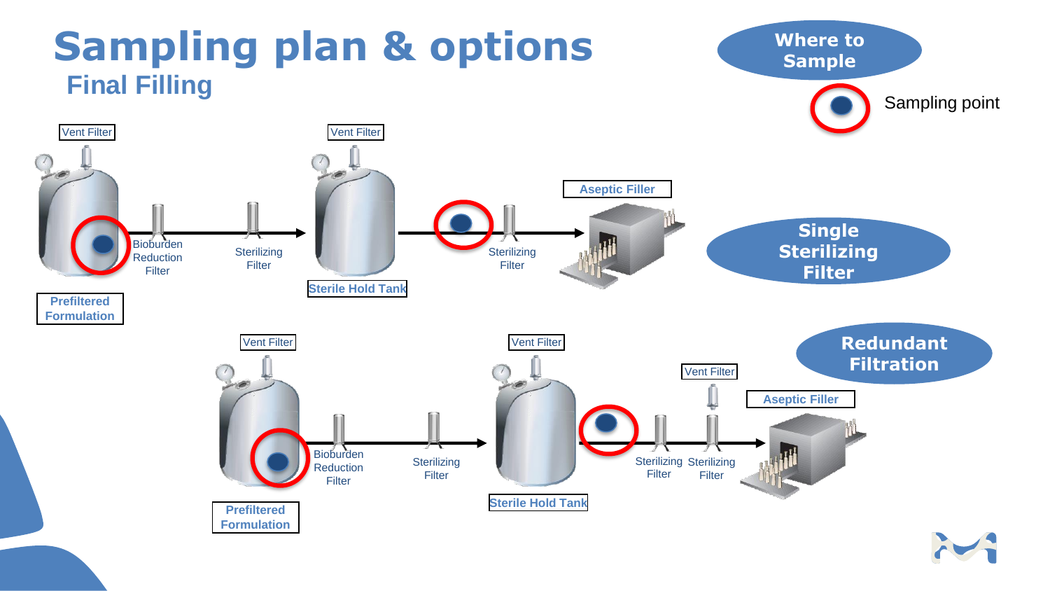# Sampling plan & options

## Final Filling

**Where to Sample**

Sampling point

**Single Sterilizing Filter**

Vent Filter

Vent Filter

Aseptic Filler

Bioburden Reduction Filter

Sterilizing Filter

Sterilizing Filter

Prefiltered Formulation

Sterile Hold Tank

**Redundant Filtration**

Vent Filter

Vent Filter

Vent Filter

Aseptic Filler

Bioburden Reduction Filter

Sterilizing Filter

Sterilizing Filter

Sterilizing Filter

Prefiltered Formulation

Sterile Hold Tank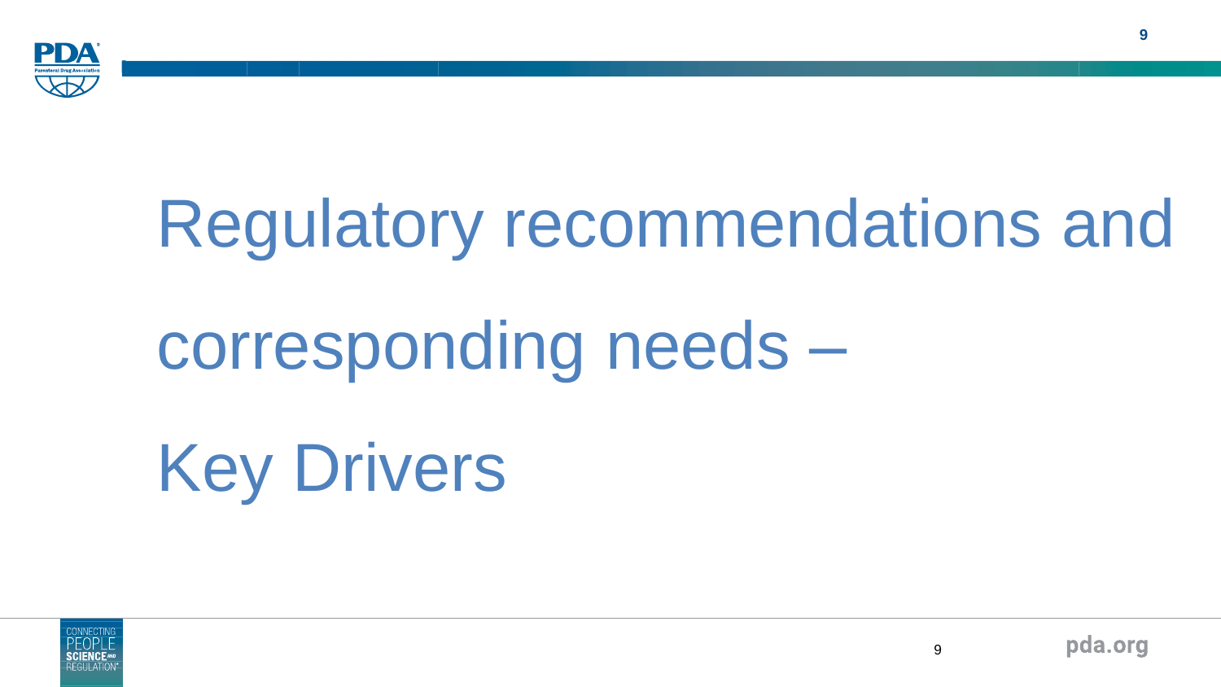# Regulatory recommendations and corresponding needs – Key Drivers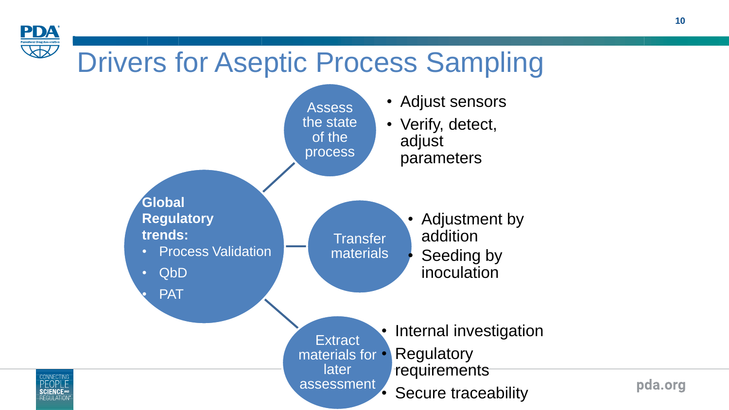# Drivers for Aseptic Process Sampling

**Global Regulatory trends:**

- Process Validation
- QbD
- PAT

## Assess the state of the process

- Adjust sensors
- Verify, detect, adjust parameters

## Transfer materials

- Adjustment by addition
- Seeding by inoculation

## Extract materials for later assessment

- Internal investigation
- Regulatory requirements
- Secure traceability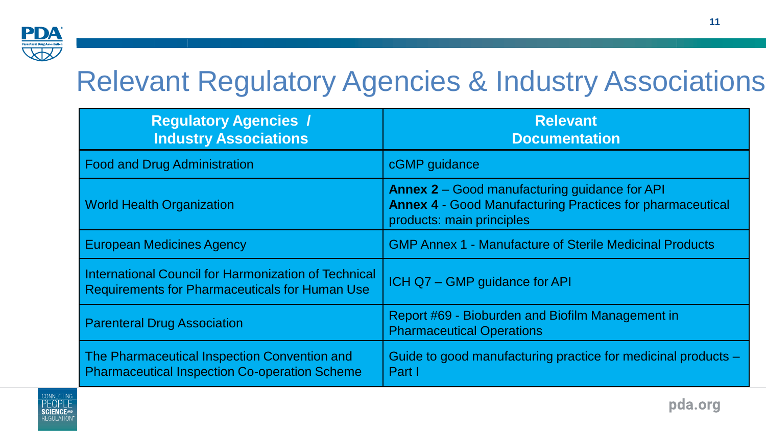# Relevant Regulatory Agencies & Industry Associations

| Regulatory Agencies / Industry Associations | Relevant Documentation |
|---|---|
| Food and Drug Administration | cGMP guidance |
| World Health Organization | **Annex 2** – Good manufacturing guidance for API<br>**Annex 4** - Good Manufacturing Practices for pharmaceutical products: main principles |
| European Medicines Agency | GMP Annex 1 - Manufacture of Sterile Medicinal Products |
| International Council for Harmonization of Technical Requirements for Pharmaceuticals for Human Use | ICH Q7 – GMP guidance for API |
| Parenteral Drug Association | Report #69 - Bioburden and Biofilm Management in Pharmaceutical Operations |
| The Pharmaceutical Inspection Convention and Pharmaceutical Inspection Co-operation Scheme | Guide to good manufacturing practice for medicinal products – Part I |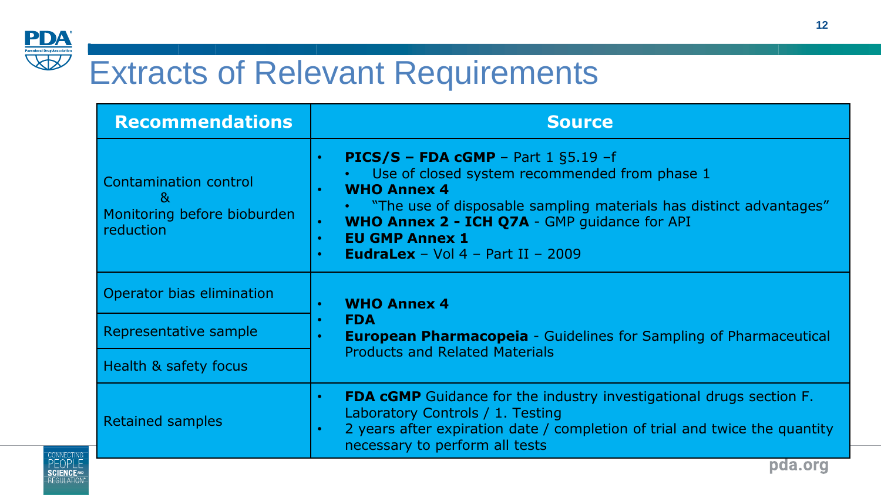# Extracts of Relevant Requirements

| Recommendations | Source |
|---|---|
| Contamination control & Monitoring before bioburden reduction | • **PICS/S – FDA cGMP** – Part 1 §5.19 –f<br>  • Use of closed system recommended from phase 1<br>• **WHO Annex 4**<br>  • "The use of disposable sampling materials has distinct advantages"<br>• **WHO Annex 2 - ICH Q7A** - GMP guidance for API<br>• **EU GMP Annex 1**<br>• **EudraLex** – Vol 4 – Part II – 2009 |
| Operator bias elimination | • **WHO Annex 4**<br>• **FDA**<br>• **European Pharmacopeia** - Guidelines for Sampling of Pharmaceutical Products and Related Materials |
| Representative sample | |
| Health & safety focus | |
| Retained samples | • **FDA cGMP** Guidance for the industry investigational drugs section F. Laboratory Controls / 1. Testing<br>• 2 years after expiration date / completion of trial and twice the quantity necessary to perform all tests |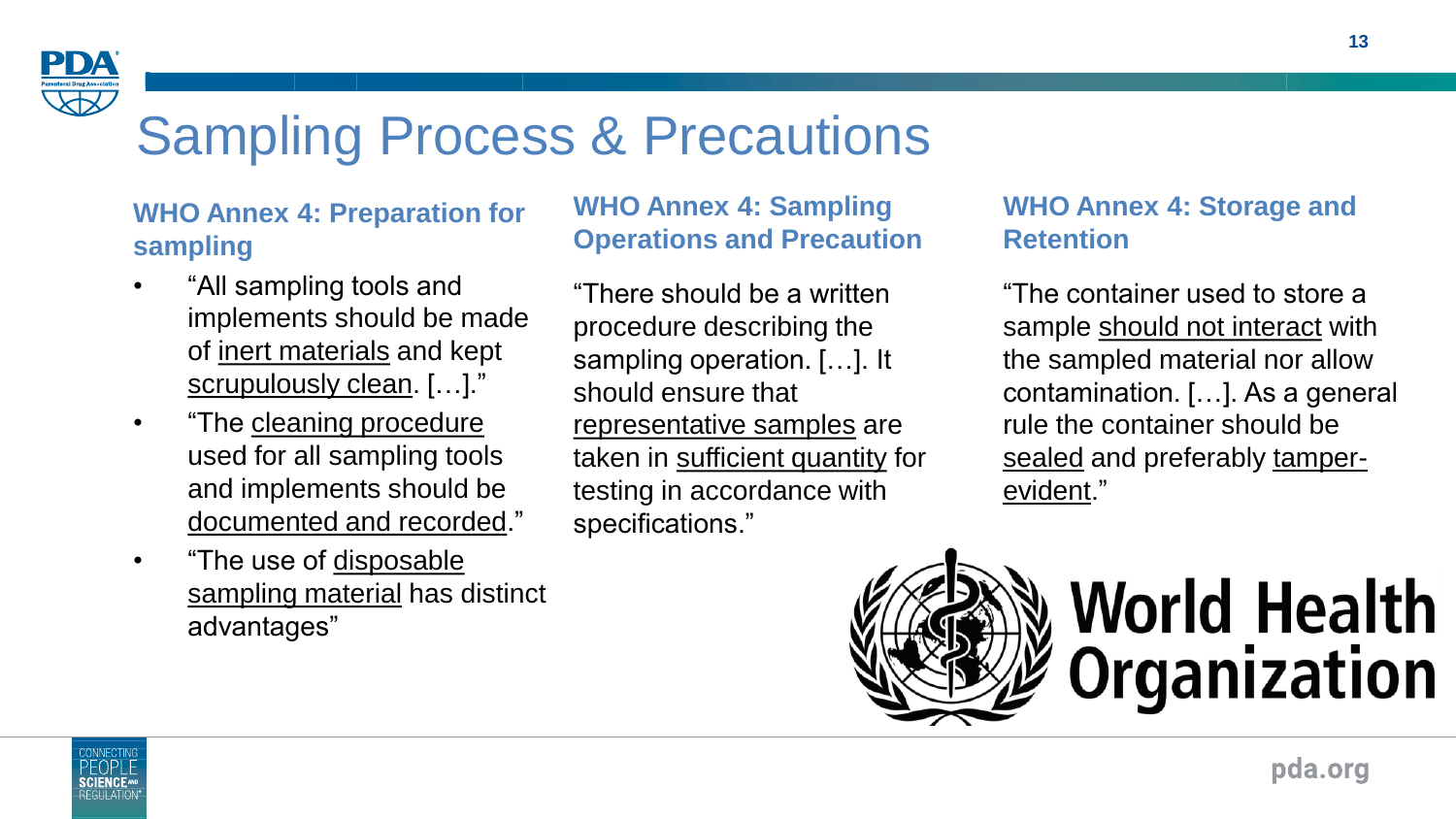# Sampling Process & Precautions

### WHO Annex 4: Preparation for sampling

- “All sampling tools and implements should be made of inert materials and kept scrupulously clean. […].”
- “The cleaning procedure used for all sampling tools and implements should be documented and recorded.”
- “The use of disposable sampling material has distinct advantages”

### WHO Annex 4: Sampling Operations and Precaution

“There should be a written procedure describing the sampling operation. […]. It should ensure that representative samples are taken in sufficient quantity for testing in accordance with specifications.”

### WHO Annex 4: Storage and Retention

“The container used to store a sample should not interact with the sampled material nor allow contamination. […]. As a general rule the container should be sealed and preferably tamper-evident.”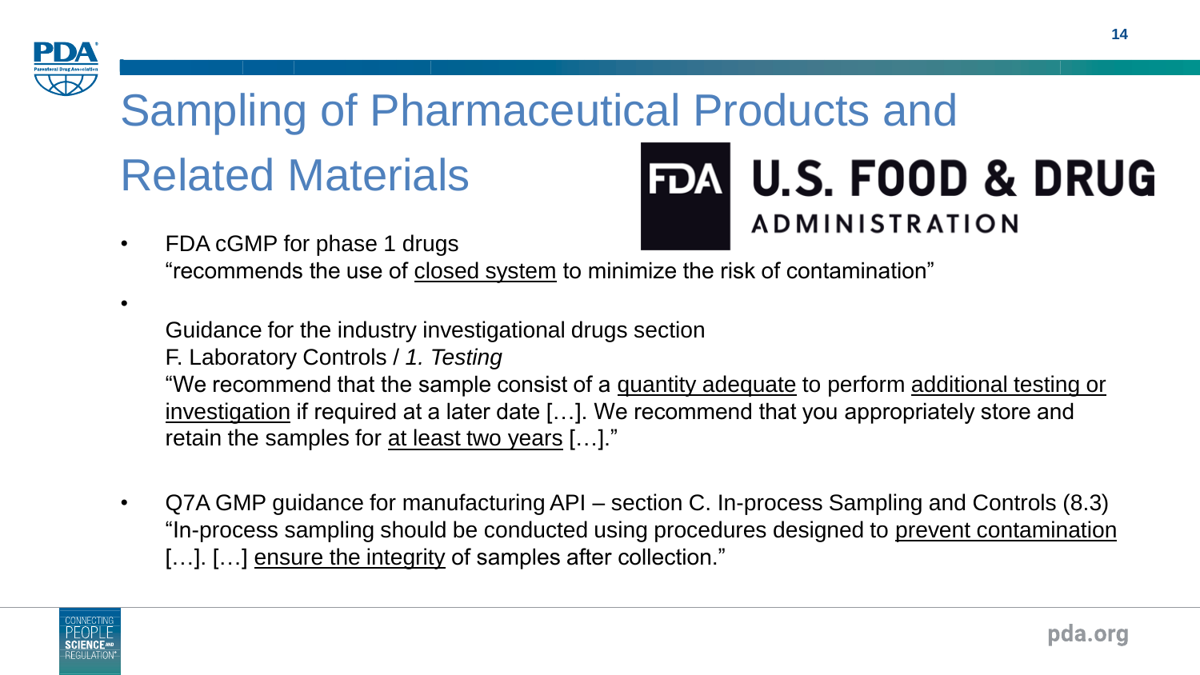# Sampling of Pharmaceutical Products and Related Materials

- FDA cGMP for phase 1 drugs
  "recommends the use of <u>closed system</u> to minimize the risk of contamination"
- Guidance for the industry investigational drugs section
  F. Laboratory Controls / *1. Testing*
  "We recommend that the sample consist of a <u>quantity adequate</u> to perform <u>additional testing or investigation</u> if required at a later date […]. We recommend that you appropriately store and retain the samples for <u>at least two years</u> […]."
- Q7A GMP guidance for manufacturing API – section C. In-process Sampling and Controls (8.3)
  "In-process sampling should be conducted using procedures designed to <u>prevent contamination</u> […]. […] <u>ensure the integrity</u> of samples after collection."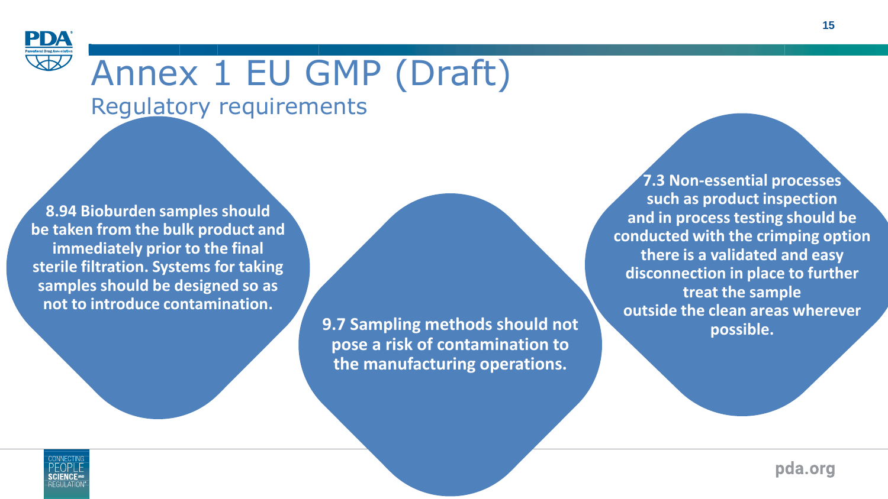# Annex 1 EU GMP (Draft)

## Regulatory requirements

**8.94 Bioburden samples should be taken from the bulk product and immediately prior to the final sterile filtration. Systems for taking samples should be designed so as not to introduce contamination.**

**9.7 Sampling methods should not pose a risk of contamination to the manufacturing operations.**

**7.3 Non-essential processes such as product inspection and in process testing should be conducted with the crimping option there is a validated and easy disconnection in place to further treat the sample outside the clean areas wherever possible.**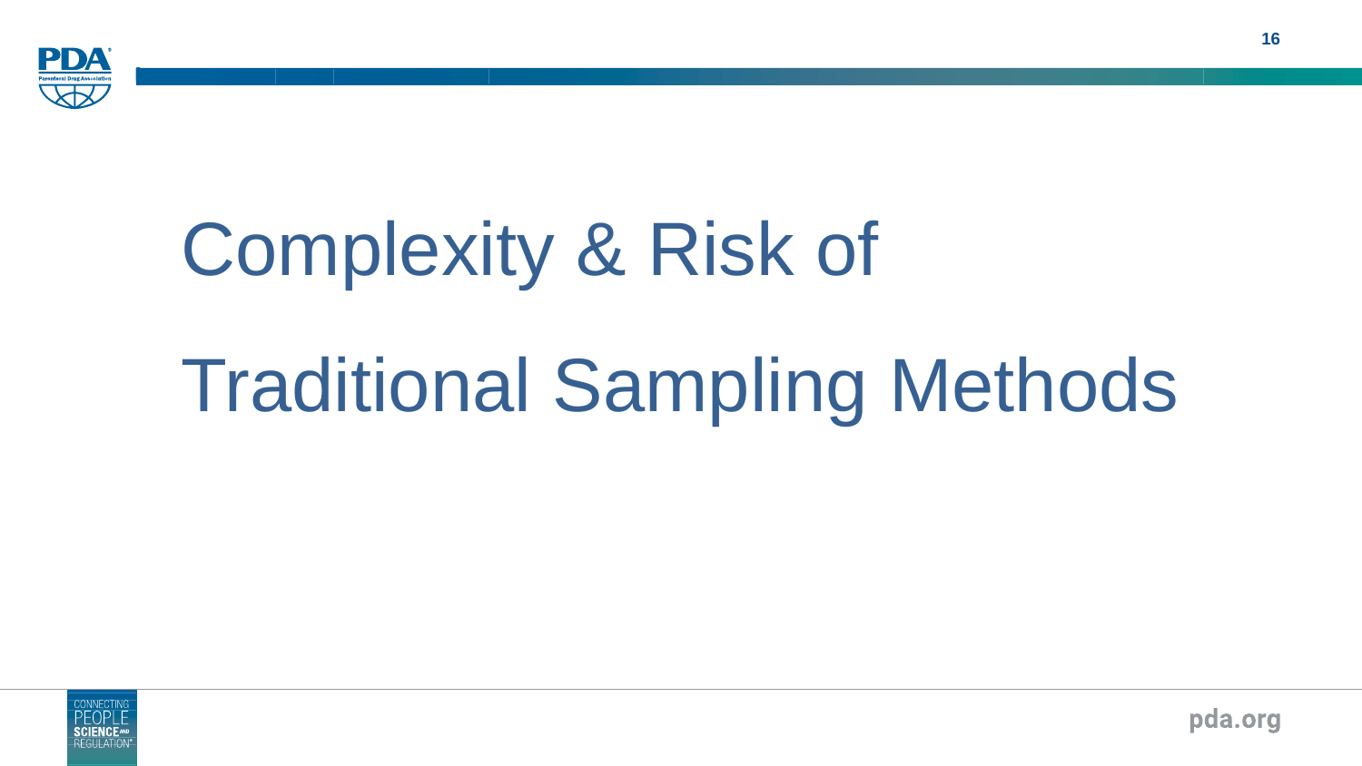# Complexity & Risk of Traditional Sampling Methods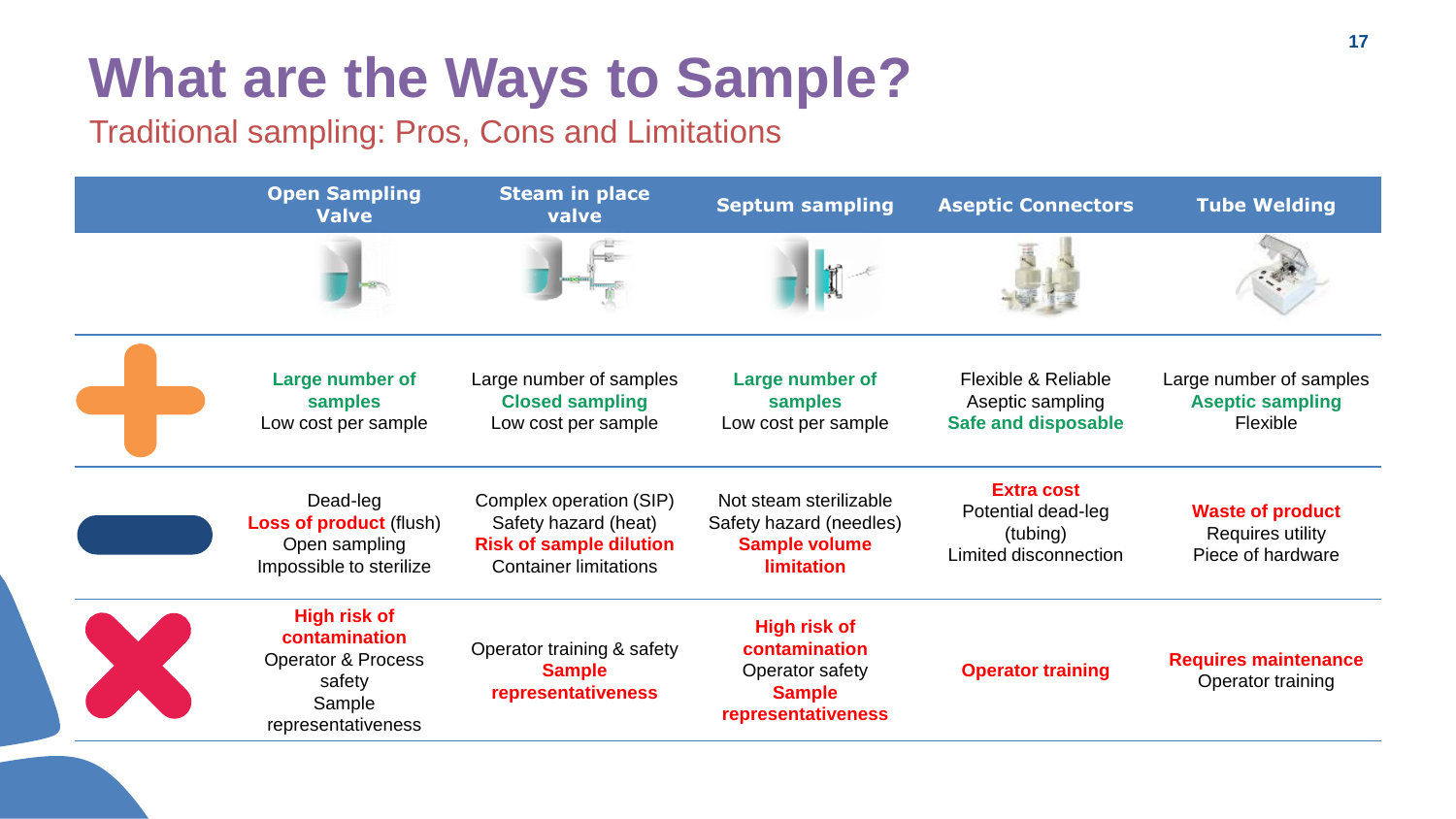# What are the Ways to Sample?

## Traditional sampling: Pros, Cons and Limitations

| | Open Sampling Valve | Steam in place valve | Septum sampling | Aseptic Connectors | Tube Welding |
|---|---|---|---|---|---|
| + | **Large number of samples**<br>Low cost per sample | Large number of samples<br>**Closed sampling**<br>Low cost per sample | **Large number of samples**<br>Low cost per sample | Flexible & Reliable<br>Aseptic sampling<br>**Safe and disposable** | Large number of samples<br>**Aseptic sampling**<br>Flexible |
| − | Dead-leg<br>**Loss of product** (flush)<br>Open sampling<br>Impossible to sterilize | Complex operation (SIP)<br>Safety hazard (heat)<br>**Risk of sample dilution**<br>Container limitations | Not steam sterilizable<br>Safety hazard (needles)<br>**Sample volume limitation** | **Extra cost**<br>Potential dead-leg (tubing)<br>Limited disconnection | **Waste of product**<br>Requires utility<br>Piece of hardware |
| ✗ | **High risk of contamination**<br>Operator & Process safety<br>Sample representativeness | Operator training & safety<br>**Sample representativeness** | **High risk of contamination**<br>Operator safety<br>**Sample representativeness** | **Operator training** | **Requires maintenance**<br>Operator training |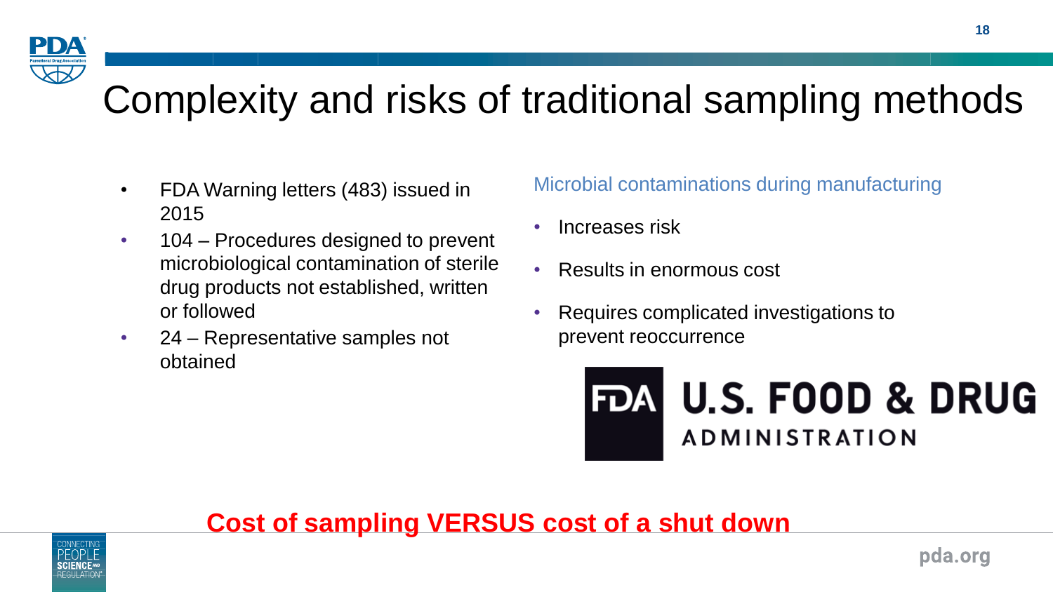# Complexity and risks of traditional sampling methods

- FDA Warning letters (483) issued in 2015
- 104 – Procedures designed to prevent microbiological contamination of sterile drug products not established, written or followed
- 24 – Representative samples not obtained

Microbial contaminations during manufacturing

- Increases risk
- Results in enormous cost
- Requires complicated investigations to prevent reoccurrence

FDA U.S. FOOD & DRUG ADMINISTRATION

**Cost of sampling VERSUS cost of a shut down**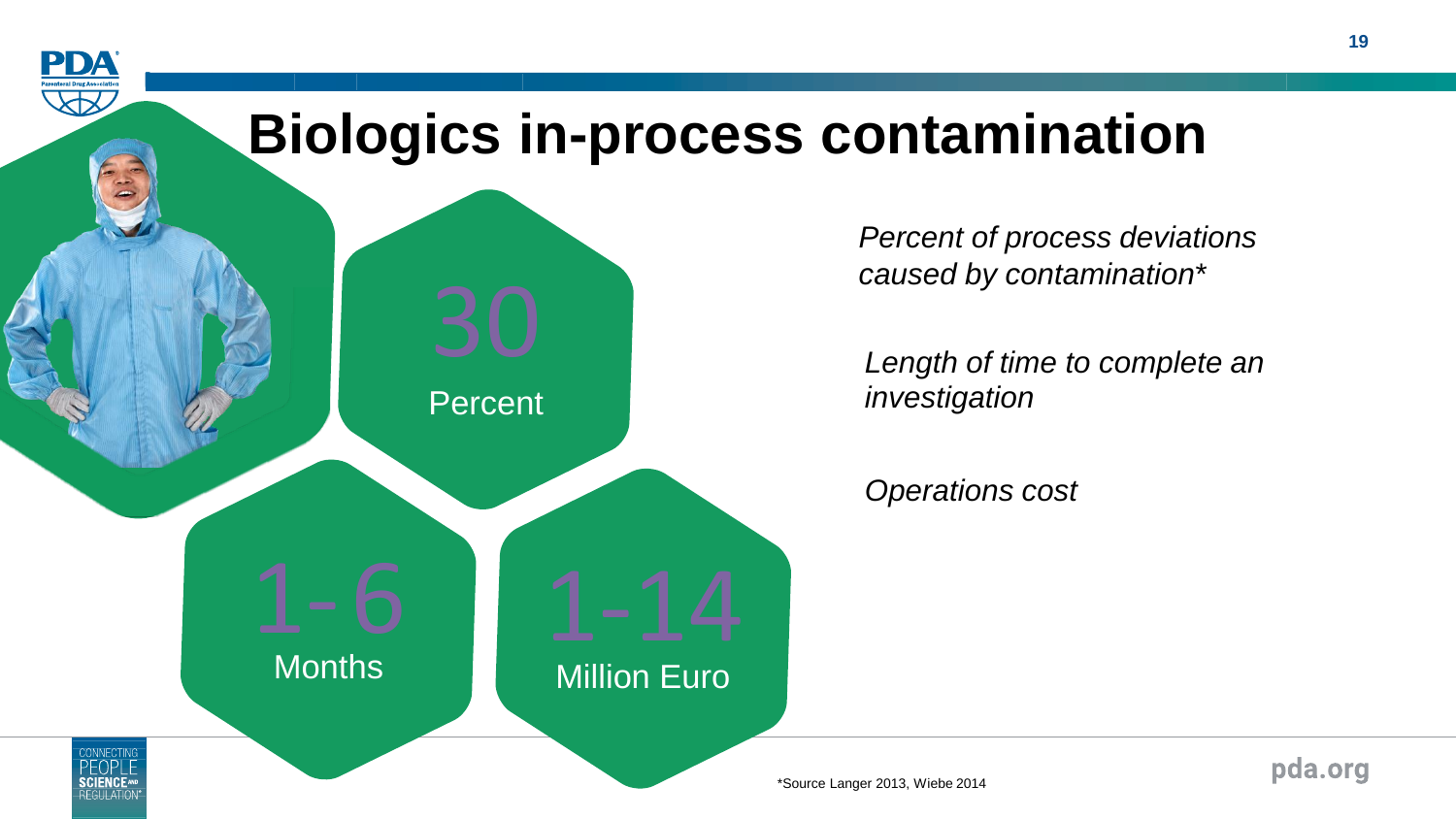# Biologics in-process contamination

**30** Percent — *Percent of process deviations caused by contamination**

**1-6** Months — *Length of time to complete an investigation*

**1-14** Million Euro — *Operations cost*

*Source Langer 2013, Wiebe 2014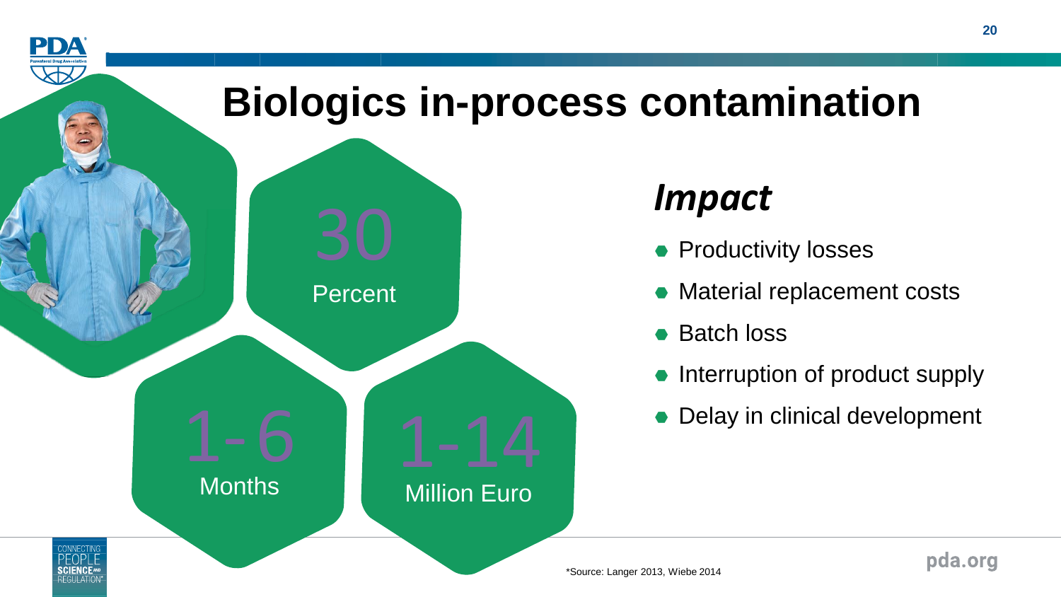# Biologics in-process contamination

30
Percent

1-6
Months

1-14
Million Euro

## *Impact*

- Productivity losses
- Material replacement costs
- Batch loss
- Interruption of product supply
- Delay in clinical development

*Source: Langer 2013, Wiebe 2014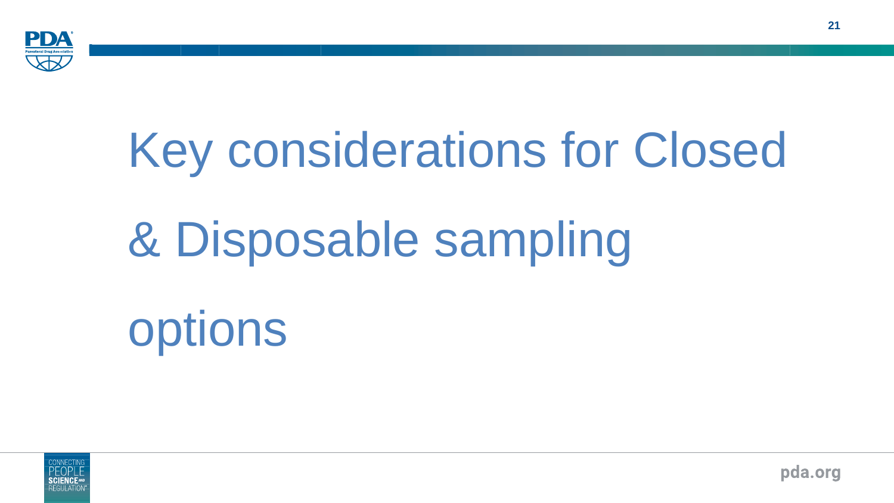# Key considerations for Closed & Disposable sampling options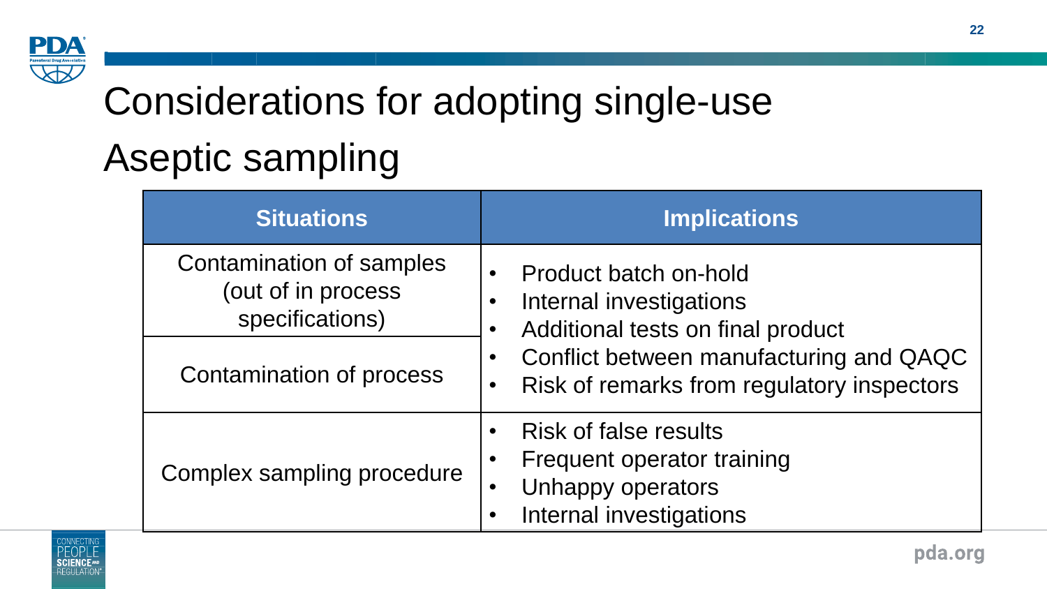# Considerations for adopting single-use

## Aseptic sampling

| Situations | Implications |
|---|---|
| Contamination of samples (out of in process specifications) | • Product batch on-hold<br>• Internal investigations<br>• Additional tests on final product<br>• Conflict between manufacturing and QAQC<br>• Risk of remarks from regulatory inspectors |
| Contamination of process | |
| Complex sampling procedure | • Risk of false results<br>• Frequent operator training<br>• Unhappy operators<br>• Internal investigations |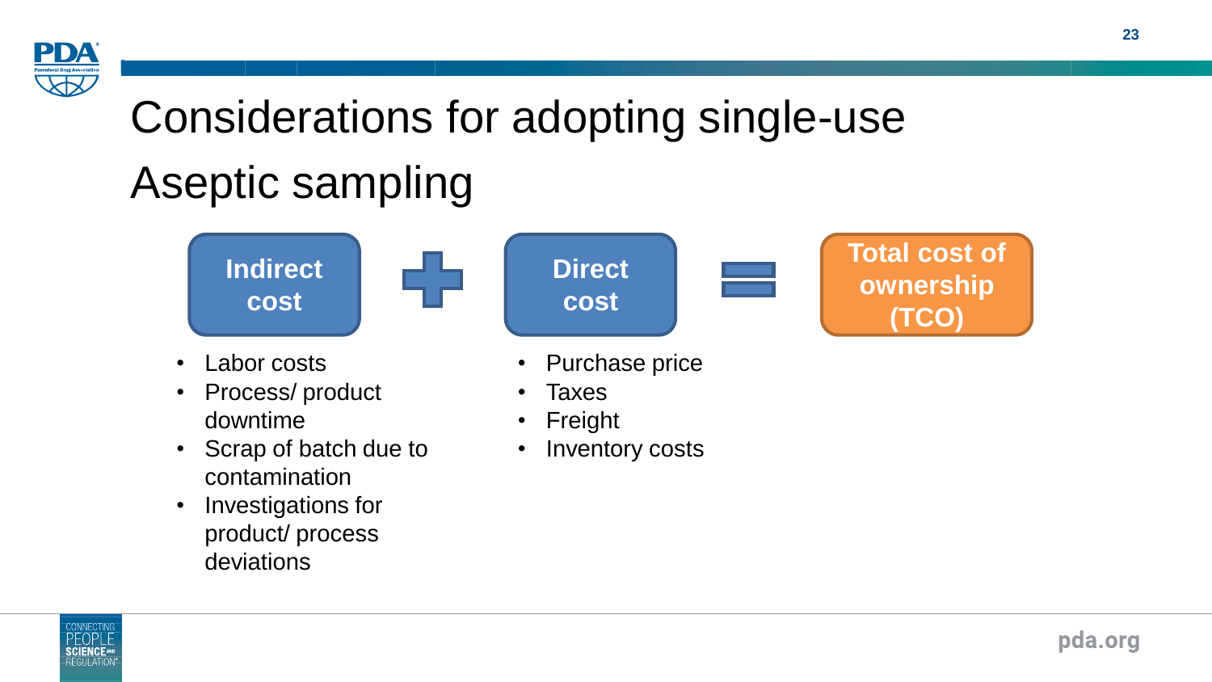# Considerations for adopting single-use

## Aseptic sampling

**Indirect cost** + **Direct cost** = **Total cost of ownership (TCO)**

**Indirect cost**

- Labor costs
- Process/ product downtime
- Scrap of batch due to contamination
- Investigations for product/ process deviations

**Direct cost**

- Purchase price
- Taxes
- Freight
- Inventory costs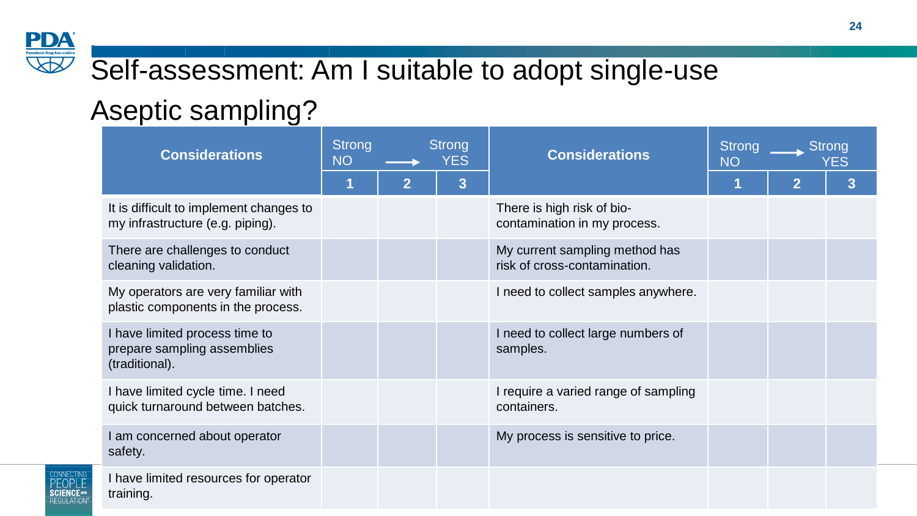# Self-assessment: Am I suitable to adopt single-use Aseptic sampling?

| Considerations | Strong NO → Strong YES | | | Considerations | Strong NO → Strong YES | | |
|---|---|---|---|---|---|---|---|
| | 1 | 2 | 3 | | 1 | 2 | 3 |
| It is difficult to implement changes to my infrastructure (e.g. piping). | | | | There is high risk of bio-contamination in my process. | | | |
| There are challenges to conduct cleaning validation. | | | | My current sampling method has risk of cross-contamination. | | | |
| My operators are very familiar with plastic components in the process. | | | | I need to collect samples anywhere. | | | |
| I have limited process time to prepare sampling assemblies (traditional). | | | | I need to collect large numbers of samples. | | | |
| I have limited cycle time. I need quick turnaround between batches. | | | | I require a varied range of sampling containers. | | | |
| I am concerned about operator safety. | | | | My process is sensitive to price. | | | |
| I have limited resources for operator training. | | | | | | | |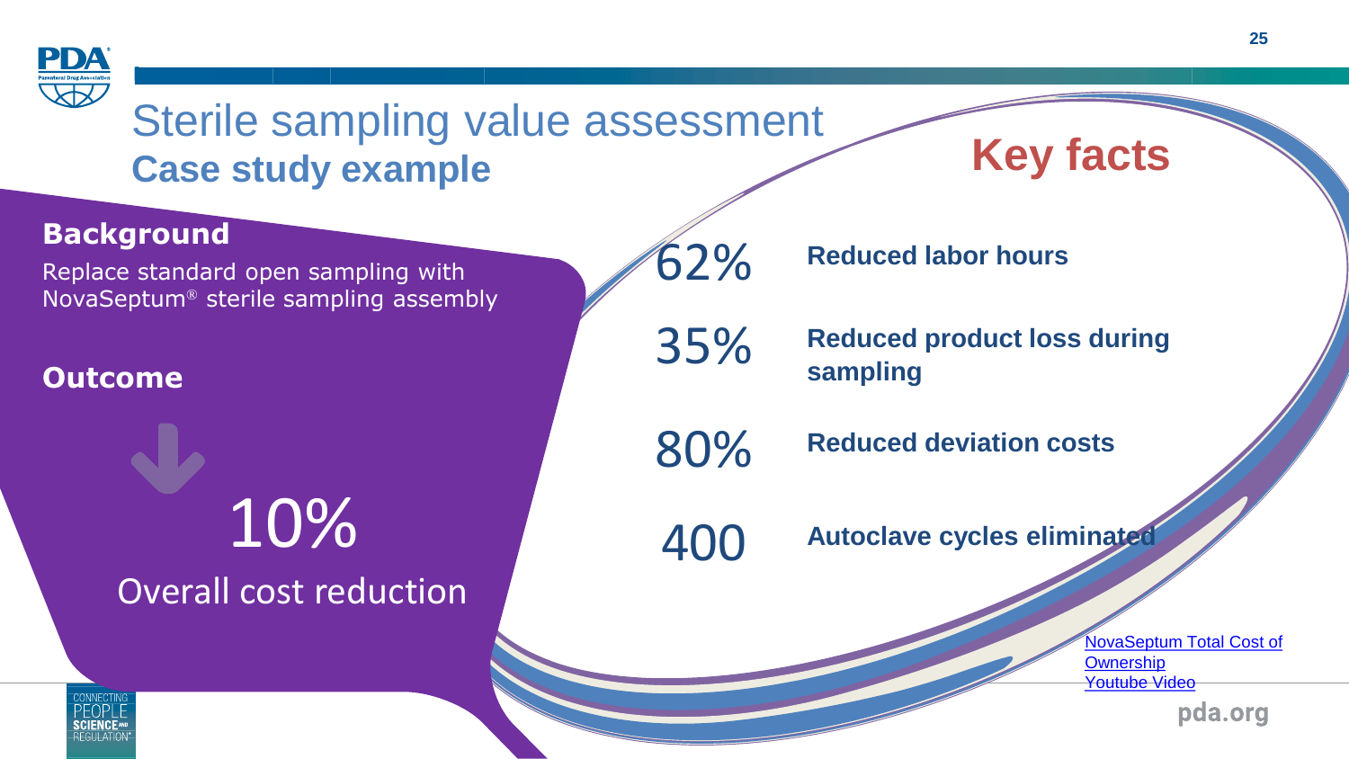# Sterile sampling value assessment

## Case study example

### Background

Replace standard open sampling with NovaSeptum® sterile sampling assembly

### Outcome

10%

Overall cost reduction

## Key facts

- **62%** — **Reduced labor hours**
- **35%** — **Reduced product loss during sampling**
- **80%** — **Reduced deviation costs**
- **400** — **Autoclave cycles eliminated**

[NovaSeptum Total Cost of Ownership Youtube Video]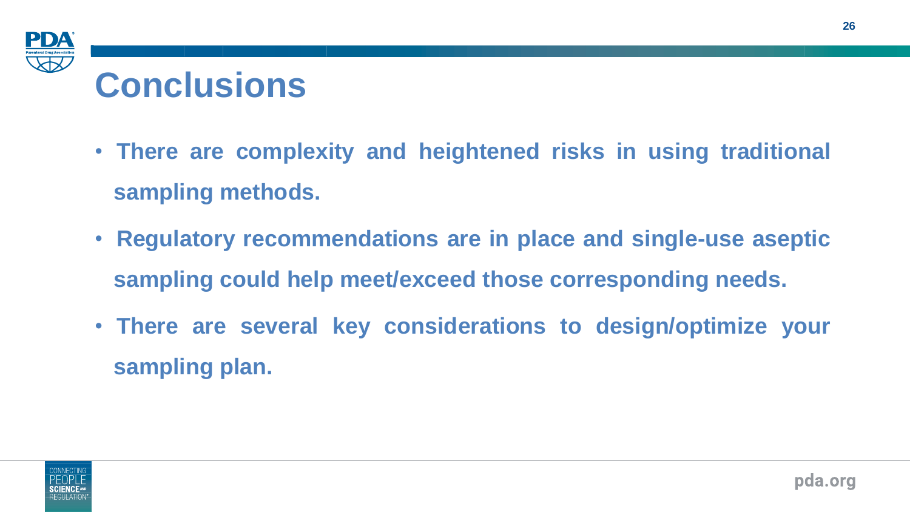# Conclusions

- **There are complexity and heightened risks in using traditional sampling methods.**
- **Regulatory recommendations are in place and single-use aseptic sampling could help meet/exceed those corresponding needs.**
- **There are several key considerations to design/optimize your sampling plan.**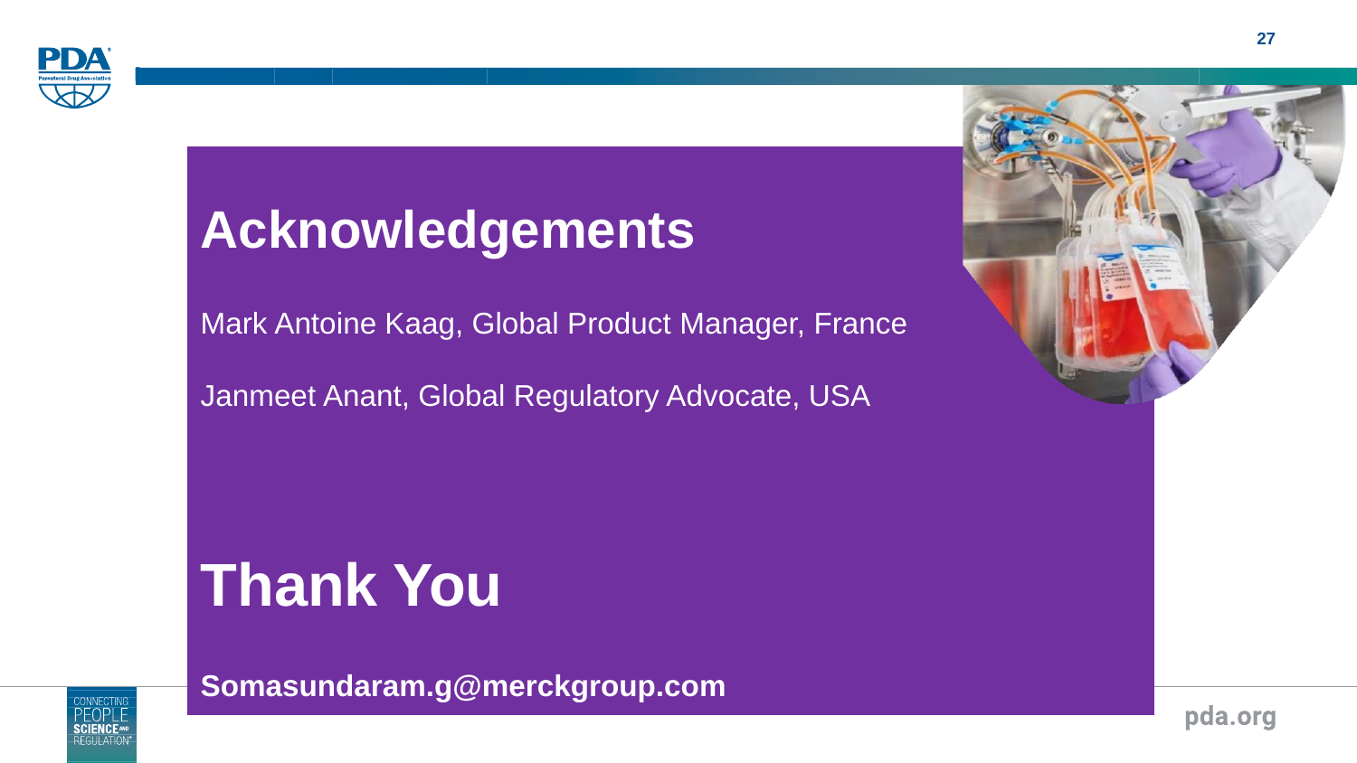# Acknowledgements

Mark Antoine Kaag, Global Product Manager, France

Janmeet Anant, Global Regulatory Advocate, USA

# Thank You

**Somasundaram.g@merckgroup.com**